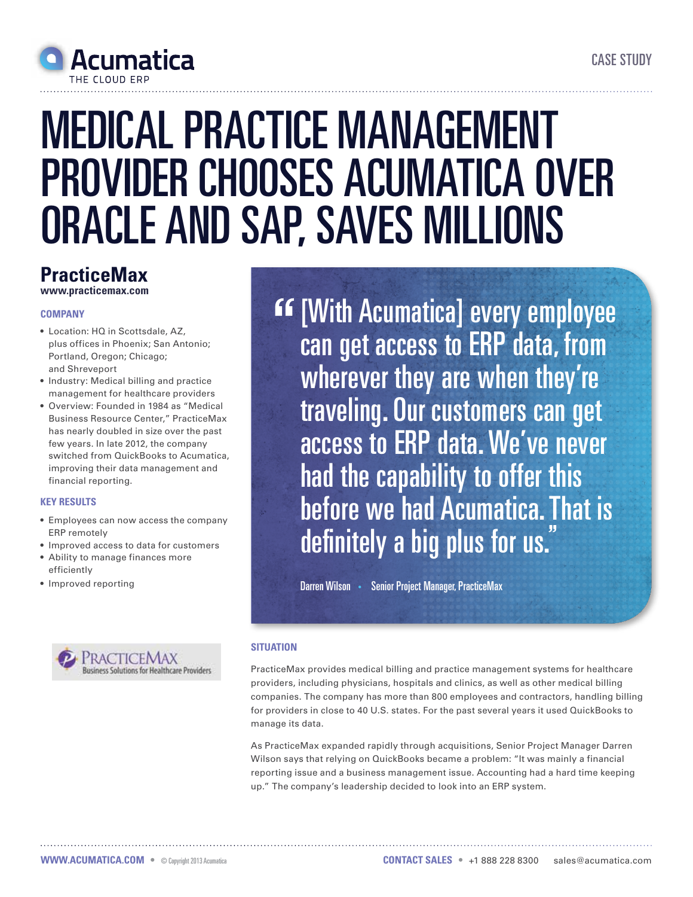Acumatica
THE CLOUD ERP

CASE STUDY

# MEDICAL PRACTICE MANAGEMENT PROVIDER CHOOSES ACUMATICA OVER ORACLE AND SAP, SAVES MILLIONS

## PracticeMax

**www.practicemax.com**

### COMPANY

- Location: HQ in Scottsdale, AZ, plus offices in Phoenix; San Antonio; Portland, Oregon; Chicago; and Shreveport
- Industry: Medical billing and practice management for healthcare providers
- Overview: Founded in 1984 as "Medical Business Resource Center," PracticeMax has nearly doubled in size over the past few years. In late 2012, the company switched from QuickBooks to Acumatica, improving their data management and financial reporting.

### KEY RESULTS

- Employees can now access the company ERP remotely
- Improved access to data for customers
- Ability to manage finances more efficiently
- Improved reporting

PRACTICEMAX
Business Solutions for Healthcare Providers

> "[With Acumatica] every employee can get access to ERP data, from wherever they are when they're traveling. Our customers can get access to ERP data. We've never had the capability to offer this before we had Acumatica. That is definitely a big plus for us."
>
> Darren Wilson • Senior Project Manager, PracticeMax

### SITUATION

PracticeMax provides medical billing and practice management systems for healthcare providers, including physicians, hospitals and clinics, as well as other medical billing companies. The company has more than 800 employees and contractors, handling billing for providers in close to 40 U.S. states. For the past several years it used QuickBooks to manage its data.

As PracticeMax expanded rapidly through acquisitions, Senior Project Manager Darren Wilson says that relying on QuickBooks became a problem: "It was mainly a financial reporting issue and a business management issue. Accounting had a hard time keeping up." The company's leadership decided to look into an ERP system.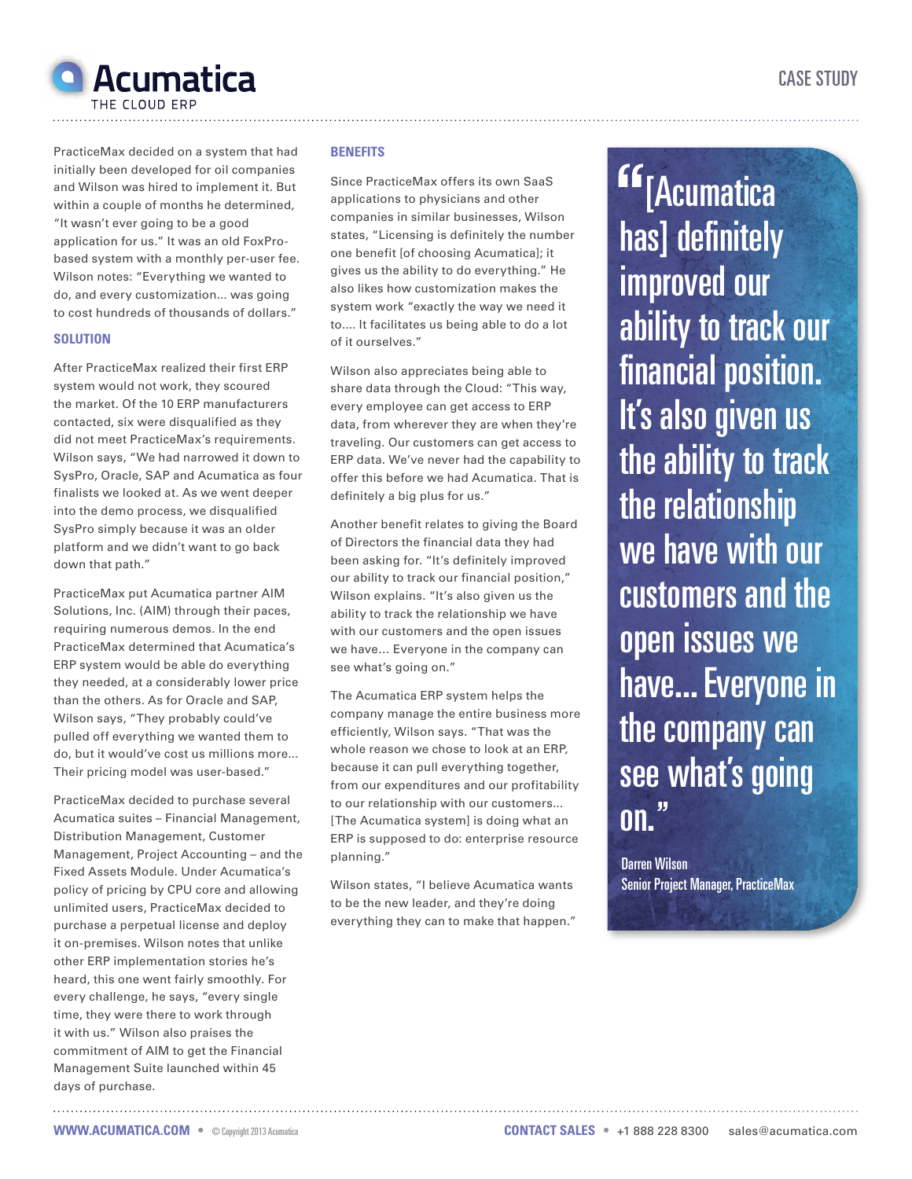PracticeMax decided on a system that had initially been developed for oil companies and Wilson was hired to implement it. But within a couple of months he determined, "It wasn't ever going to be a good application for us." It was an old FoxPro-based system with a monthly per-user fee. Wilson notes: "Everything we wanted to do, and every customization... was going to cost hundreds of thousands of dollars."

## SOLUTION

After PracticeMax realized their first ERP system would not work, they scoured the market. Of the 10 ERP manufacturers contacted, six were disqualified as they did not meet PracticeMax's requirements. Wilson says, "We had narrowed it down to SysPro, Oracle, SAP and Acumatica as four finalists we looked at. As we went deeper into the demo process, we disqualified SysPro simply because it was an older platform and we didn't want to go back down that path."

PracticeMax put Acumatica partner AIM Solutions, Inc. (AIM) through their paces, requiring numerous demos. In the end PracticeMax determined that Acumatica's ERP system would be able do everything they needed, at a considerably lower price than the others. As for Oracle and SAP, Wilson says, "They probably could've pulled off everything we wanted them to do, but it would've cost us millions more... Their pricing model was user-based."

PracticeMax decided to purchase several Acumatica suites – Financial Management, Distribution Management, Customer Management, Project Accounting – and the Fixed Assets Module. Under Acumatica's policy of pricing by CPU core and allowing unlimited users, PracticeMax decided to purchase a perpetual license and deploy it on-premises. Wilson notes that unlike other ERP implementation stories he's heard, this one went fairly smoothly. For every challenge, he says, "every single time, they were there to work through it with us." Wilson also praises the commitment of AIM to get the Financial Management Suite launched within 45 days of purchase.

## BENEFITS

Since PracticeMax offers its own SaaS applications to physicians and other companies in similar businesses, Wilson states, "Licensing is definitely the number one benefit [of choosing Acumatica]; it gives us the ability to do everything." He also likes how customization makes the system work "exactly the way we need it to.... It facilitates us being able to do a lot of it ourselves."

Wilson also appreciates being able to share data through the Cloud: "This way, every employee can get access to ERP data, from wherever they are when they're traveling. Our customers can get access to ERP data. We've never had the capability to offer this before we had Acumatica. That is definitely a big plus for us."

Another benefit relates to giving the Board of Directors the financial data they had been asking for. "It's definitely improved our ability to track our financial position," Wilson explains. "It's also given us the ability to track the relationship we have with our customers and the open issues we have... Everyone in the company can see what's going on."

The Acumatica ERP system helps the company manage the entire business more efficiently, Wilson says. "That was the whole reason we chose to look at an ERP, because it can pull everything together, from our expenditures and our profitability to our relationship with our customers... [The Acumatica system] is doing what an ERP is supposed to do: enterprise resource planning."

Wilson states, "I believe Acumatica wants to be the new leader, and they're doing everything they can to make that happen."

> "[Acumatica has] definitely improved our ability to track our financial position. It's also given us the ability to track the relationship we have with our customers and the open issues we have... Everyone in the company can see what's going on."
>
> Darren Wilson
> Senior Project Manager, PracticeMax

WWW.ACUMATICA.COM • © Copyright 2013 Acumatica

CONTACT SALES • +1 888 228 8300 sales@acumatica.com